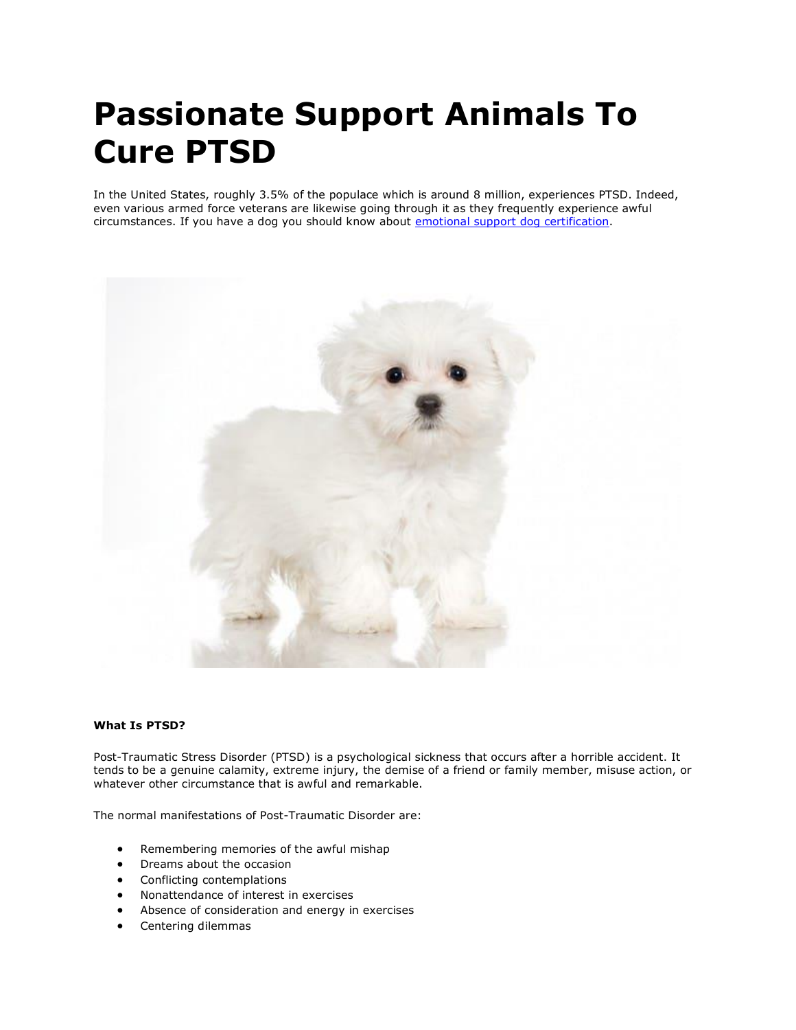# Passionate Support Animals To Cure PTSD

In the United States, roughly 3.5% of the populace which is around 8 million, experiences PTSD. Indeed, even various armed force veterans are likewise going through it as they frequently experience awful circumstances. If you have a dog you should know about [emotional support dog certification](emotional support dog certification).

**What Is PTSD?**

Post-Traumatic Stress Disorder (PTSD) is a psychological sickness that occurs after a horrible accident. It tends to be a genuine calamity, extreme injury, the demise of a friend or family member, misuse action, or whatever other circumstance that is awful and remarkable.

The normal manifestations of Post-Traumatic Disorder are:

- Remembering memories of the awful mishap
- Dreams about the occasion
- Conflicting contemplations
- Nonattendance of interest in exercises
- Absence of consideration and energy in exercises
- Centering dilemmas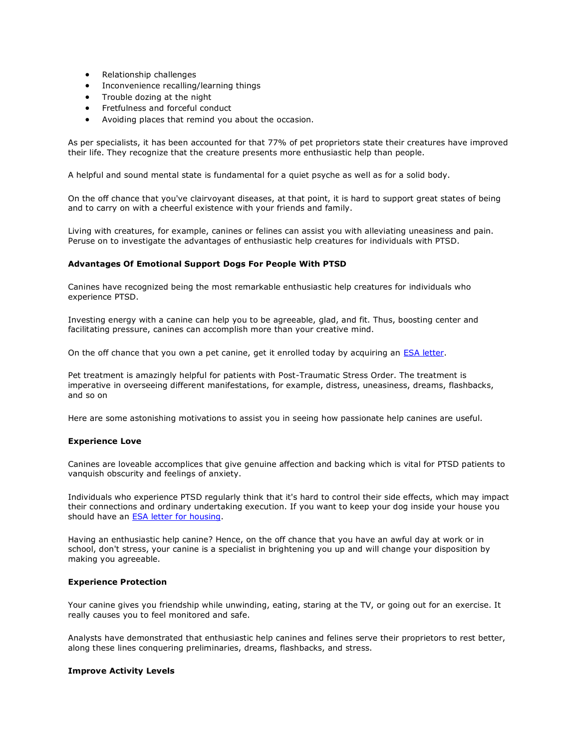- Relationship challenges
- Inconvenience recalling/learning things
- Trouble dozing at the night
- Fretfulness and forceful conduct
- Avoiding places that remind you about the occasion.

As per specialists, it has been accounted for that 77% of pet proprietors state their creatures have improved their life. They recognize that the creature presents more enthusiastic help than people.

A helpful and sound mental state is fundamental for a quiet psyche as well as for a solid body.

On the off chance that you've clairvoyant diseases, at that point, it is hard to support great states of being and to carry on with a cheerful existence with your friends and family.

Living with creatures, for example, canines or felines can assist you with alleviating uneasiness and pain. Peruse on to investigate the advantages of enthusiastic help creatures for individuals with PTSD.

**Advantages Of Emotional Support Dogs For People With PTSD**

Canines have recognized being the most remarkable enthusiastic help creatures for individuals who experience PTSD.

Investing energy with a canine can help you to be agreeable, glad, and fit. Thus, boosting center and facilitating pressure, canines can accomplish more than your creative mind.

On the off chance that you own a pet canine, get it enrolled today by acquiring an [ESA letter](#).

Pet treatment is amazingly helpful for patients with Post-Traumatic Stress Order. The treatment is imperative in overseeing different manifestations, for example, distress, uneasiness, dreams, flashbacks, and so on

Here are some astonishing motivations to assist you in seeing how passionate help canines are useful.

**Experience Love**

Canines are loveable accomplices that give genuine affection and backing which is vital for PTSD patients to vanquish obscurity and feelings of anxiety.

Individuals who experience PTSD regularly think that it's hard to control their side effects, which may impact their connections and ordinary undertaking execution. If you want to keep your dog inside your house you should have an [ESA letter for housing](#).

Having an enthusiastic help canine? Hence, on the off chance that you have an awful day at work or in school, don't stress, your canine is a specialist in brightening you up and will change your disposition by making you agreeable.

**Experience Protection**

Your canine gives you friendship while unwinding, eating, staring at the TV, or going out for an exercise. It really causes you to feel monitored and safe.

Analysts have demonstrated that enthusiastic help canines and felines serve their proprietors to rest better, along these lines conquering preliminaries, dreams, flashbacks, and stress.

**Improve Activity Levels**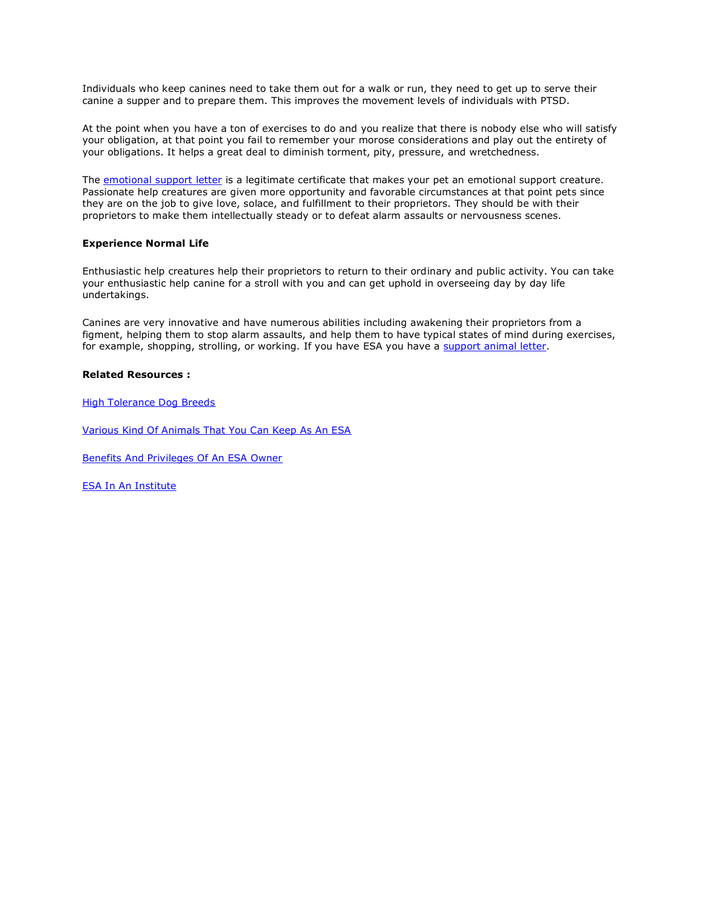Individuals who keep canines need to take them out for a walk or run, they need to get up to serve their canine a supper and to prepare them. This improves the movement levels of individuals with PTSD.

At the point when you have a ton of exercises to do and you realize that there is nobody else who will satisfy your obligation, at that point you fail to remember your morose considerations and play out the entirety of your obligations. It helps a great deal to diminish torment, pity, pressure, and wretchedness.

The [emotional support letter]() is a legitimate certificate that makes your pet an emotional support creature. Passionate help creatures are given more opportunity and favorable circumstances at that point pets since they are on the job to give love, solace, and fulfillment to their proprietors. They should be with their proprietors to make them intellectually steady or to defeat alarm assaults or nervousness scenes.

**Experience Normal Life**

Enthusiastic help creatures help their proprietors to return to their ordinary and public activity. You can take your enthusiastic help canine for a stroll with you and can get uphold in overseeing day by day life undertakings.

Canines are very innovative and have numerous abilities including awakening their proprietors from a figment, helping them to stop alarm assaults, and help them to have typical states of mind during exercises, for example, shopping, strolling, or working. If you have ESA you have a [support animal letter]().

**Related Resources :**

[High Tolerance Dog Breeds]()

[Various Kind Of Animals That You Can Keep As An ESA]()

[Benefits And Privileges Of An ESA Owner]()

[ESA In An Institute]()